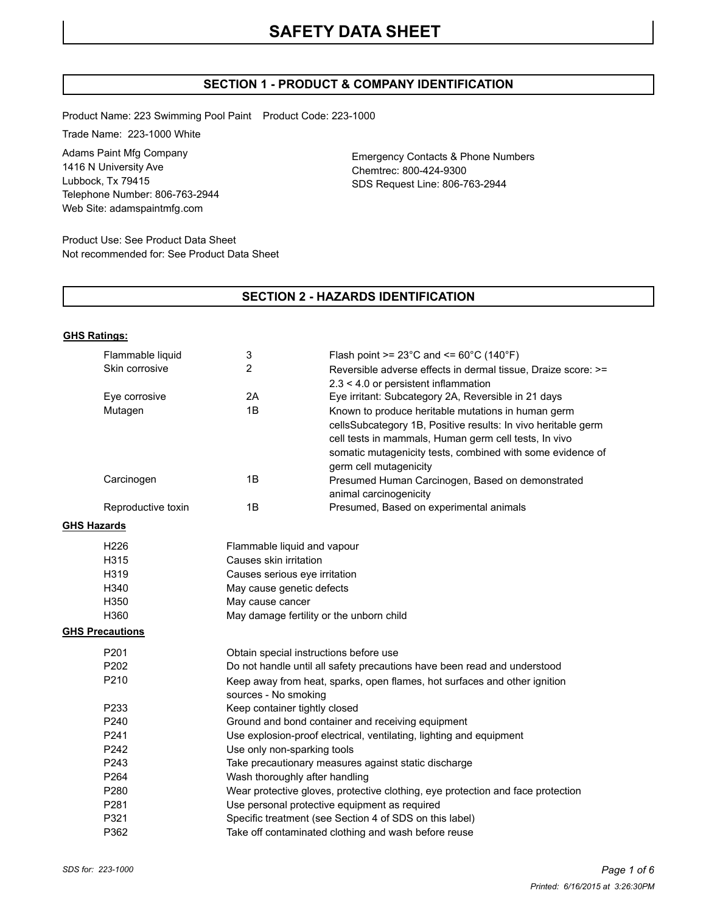# SAFETY DATA SHEET

## SECTION 1 - PRODUCT & COMPANY IDENTIFICATION

Product Name: 223 Swimming Pool Paint    Product Code: 223-1000

Trade Name: 223-1000 White

Adams Paint Mfg Company
1416 N University Ave
Lubbock, Tx 79415
Telephone Number: 806-763-2944
Web Site: adamspaintmfg.com

Emergency Contacts & Phone Numbers
Chemtrec: 800-424-9300
SDS Request Line: 806-763-2944

Product Use: See Product Data Sheet
Not recommended for: See Product Data Sheet

## SECTION 2 - HAZARDS IDENTIFICATION

**GHS Ratings:**

| | | |
|---|---|---|
| Flammable liquid | 3 | Flash point >= 23°C and <= 60°C (140°F) |
| Skin corrosive | 2 | Reversible adverse effects in dermal tissue, Draize score: >= 2.3 < 4.0 or persistent inflammation |
| Eye corrosive | 2A | Eye irritant: Subcategory 2A, Reversible in 21 days |
| Mutagen | 1B | Known to produce heritable mutations in human germ cellsSubcategory 1B, Positive results: In vivo heritable germ cell tests in mammals, Human germ cell tests, In vivo somatic mutagenicity tests, combined with some evidence of germ cell mutagenicity |
| Carcinogen | 1B | Presumed Human Carcinogen, Based on demonstrated animal carcinogenicity |
| Reproductive toxin | 1B | Presumed, Based on experimental animals |

**GHS Hazards**

| | |
|---|---|
| H226 | Flammable liquid and vapour |
| H315 | Causes skin irritation |
| H319 | Causes serious eye irritation |
| H340 | May cause genetic defects |
| H350 | May cause cancer |
| H360 | May damage fertility or the unborn child |

**GHS Precautions**

| | |
|---|---|
| P201 | Obtain special instructions before use |
| P202 | Do not handle until all safety precautions have been read and understood |
| P210 | Keep away from heat, sparks, open flames, hot surfaces and other ignition sources - No smoking |
| P233 | Keep container tightly closed |
| P240 | Ground and bond container and receiving equipment |
| P241 | Use explosion-proof electrical, ventilating, lighting and equipment |
| P242 | Use only non-sparking tools |
| P243 | Take precautionary measures against static discharge |
| P264 | Wash thoroughly after handling |
| P280 | Wear protective gloves, protective clothing, eye protection and face protection |
| P281 | Use personal protective equipment as required |
| P321 | Specific treatment (see Section 4 of SDS on this label) |
| P362 | Take off contaminated clothing and wash before reuse |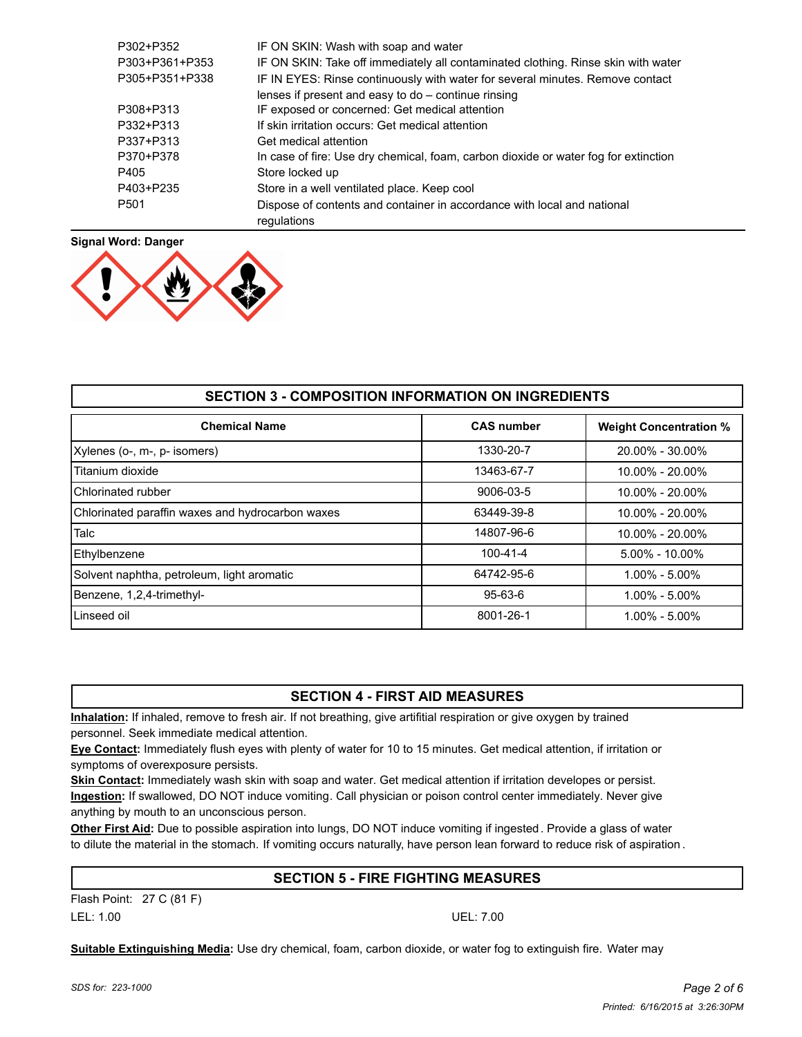| | |
|---|---|
| P302+P352 | IF ON SKIN: Wash with soap and water |
| P303+P361+P353 | IF ON SKIN: Take off immediately all contaminated clothing. Rinse skin with water |
| P305+P351+P338 | IF IN EYES: Rinse continuously with water for several minutes. Remove contact lenses if present and easy to do – continue rinsing |
| P308+P313 | IF exposed or concerned: Get medical attention |
| P332+P313 | If skin irritation occurs: Get medical attention |
| P337+P313 | Get medical attention |
| P370+P378 | In case of fire: Use dry chemical, foam, carbon dioxide or water fog for extinction |
| P405 | Store locked up |
| P403+P235 | Store in a well ventilated place. Keep cool |
| P501 | Dispose of contents and container in accordance with local and national regulations |

**Signal Word: Danger**

## SECTION 3 - COMPOSITION INFORMATION ON INGREDIENTS

| Chemical Name | CAS number | Weight Concentration % |
|---|---|---|
| Xylenes (o-, m-, p- isomers) | 1330-20-7 | 20.00% - 30.00% |
| Titanium dioxide | 13463-67-7 | 10.00% - 20.00% |
| Chlorinated rubber | 9006-03-5 | 10.00% - 20.00% |
| Chlorinated paraffin waxes and hydrocarbon waxes | 63449-39-8 | 10.00% - 20.00% |
| Talc | 14807-96-6 | 10.00% - 20.00% |
| Ethylbenzene | 100-41-4 | 5.00% - 10.00% |
| Solvent naphtha, petroleum, light aromatic | 64742-95-6 | 1.00% - 5.00% |
| Benzene, 1,2,4-trimethyl- | 95-63-6 | 1.00% - 5.00% |
| Linseed oil | 8001-26-1 | 1.00% - 5.00% |

## SECTION 4 - FIRST AID MEASURES

**Inhalation:** If inhaled, remove to fresh air. If not breathing, give artifitial respiration or give oxygen by trained personnel. Seek immediate medical attention.

**Eye Contact:** Immediately flush eyes with plenty of water for 10 to 15 minutes. Get medical attention, if irritation or symptoms of overexposure persists.

**Skin Contact:** Immediately wash skin with soap and water. Get medical attention if irritation developes or persist.

**Ingestion:** If swallowed, DO NOT induce vomiting. Call physician or poison control center immediately. Never give anything by mouth to an unconscious person.

**Other First Aid:** Due to possible aspiration into lungs, DO NOT induce vomiting if ingested. Provide a glass of water to dilute the material in the stomach. If vomiting occurs naturally, have person lean forward to reduce risk of aspiration.

## SECTION 5 - FIRE FIGHTING MEASURES

Flash Point: 27 C (81 F)

LEL: 1.00

UEL: 7.00

**Suitable Extinguishing Media:** Use dry chemical, foam, carbon dioxide, or water fog to extinguish fire. Water may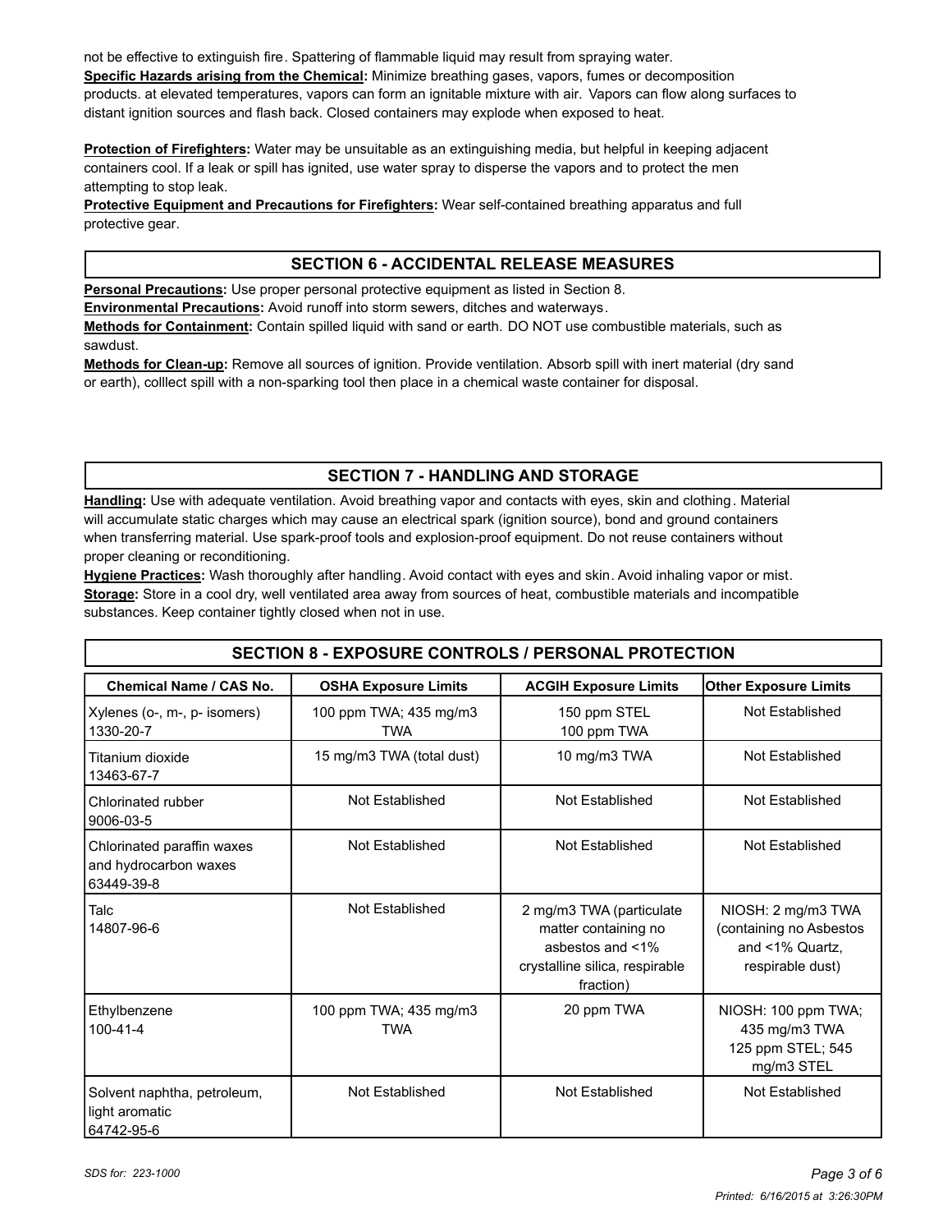not be effective to extinguish fire. Spattering of flammable liquid may result from spraying water.

**Specific Hazards arising from the Chemical:** Minimize breathing gases, vapors, fumes or decomposition products. at elevated temperatures, vapors can form an ignitable mixture with air. Vapors can flow along surfaces to distant ignition sources and flash back. Closed containers may explode when exposed to heat.

**Protection of Firefighters:** Water may be unsuitable as an extinguishing media, but helpful in keeping adjacent containers cool. If a leak or spill has ignited, use water spray to disperse the vapors and to protect the men attempting to stop leak.

**Protective Equipment and Precautions for Firefighters:** Wear self-contained breathing apparatus and full protective gear.

## SECTION 6 - ACCIDENTAL RELEASE MEASURES

**Personal Precautions:** Use proper personal protective equipment as listed in Section 8.

**Environmental Precautions:** Avoid runoff into storm sewers, ditches and waterways.

**Methods for Containment:** Contain spilled liquid with sand or earth. DO NOT use combustible materials, such as sawdust.

**Methods for Clean-up:** Remove all sources of ignition. Provide ventilation. Absorb spill with inert material (dry sand or earth), colllect spill with a non-sparking tool then place in a chemical waste container for disposal.

## SECTION 7 - HANDLING AND STORAGE

**Handling:** Use with adequate ventilation. Avoid breathing vapor and contacts with eyes, skin and clothing. Material will accumulate static charges which may cause an electrical spark (ignition source), bond and ground containers when transferring material. Use spark-proof tools and explosion-proof equipment. Do not reuse containers without proper cleaning or reconditioning.

**Hygiene Practices:** Wash thoroughly after handling. Avoid contact with eyes and skin. Avoid inhaling vapor or mist.

**Storage:** Store in a cool dry, well ventilated area away from sources of heat, combustible materials and incompatible substances. Keep container tightly closed when not in use.

## SECTION 8 - EXPOSURE CONTROLS / PERSONAL PROTECTION

| Chemical Name / CAS No. | OSHA Exposure Limits | ACGIH Exposure Limits | Other Exposure Limits |
|---|---|---|---|
| Xylenes (o-, m-, p- isomers) 1330-20-7 | 100 ppm TWA; 435 mg/m3 TWA | 150 ppm STEL 100 ppm TWA | Not Established |
| Titanium dioxide 13463-67-7 | 15 mg/m3 TWA (total dust) | 10 mg/m3 TWA | Not Established |
| Chlorinated rubber 9006-03-5 | Not Established | Not Established | Not Established |
| Chlorinated paraffin waxes and hydrocarbon waxes 63449-39-8 | Not Established | Not Established | Not Established |
| Talc 14807-96-6 | Not Established | 2 mg/m3 TWA (particulate matter containing no asbestos and <1% crystalline silica, respirable fraction) | NIOSH: 2 mg/m3 TWA (containing no Asbestos and <1% Quartz, respirable dust) |
| Ethylbenzene 100-41-4 | 100 ppm TWA; 435 mg/m3 TWA | 20 ppm TWA | NIOSH: 100 ppm TWA; 435 mg/m3 TWA 125 ppm STEL; 545 mg/m3 STEL |
| Solvent naphtha, petroleum, light aromatic 64742-95-6 | Not Established | Not Established | Not Established |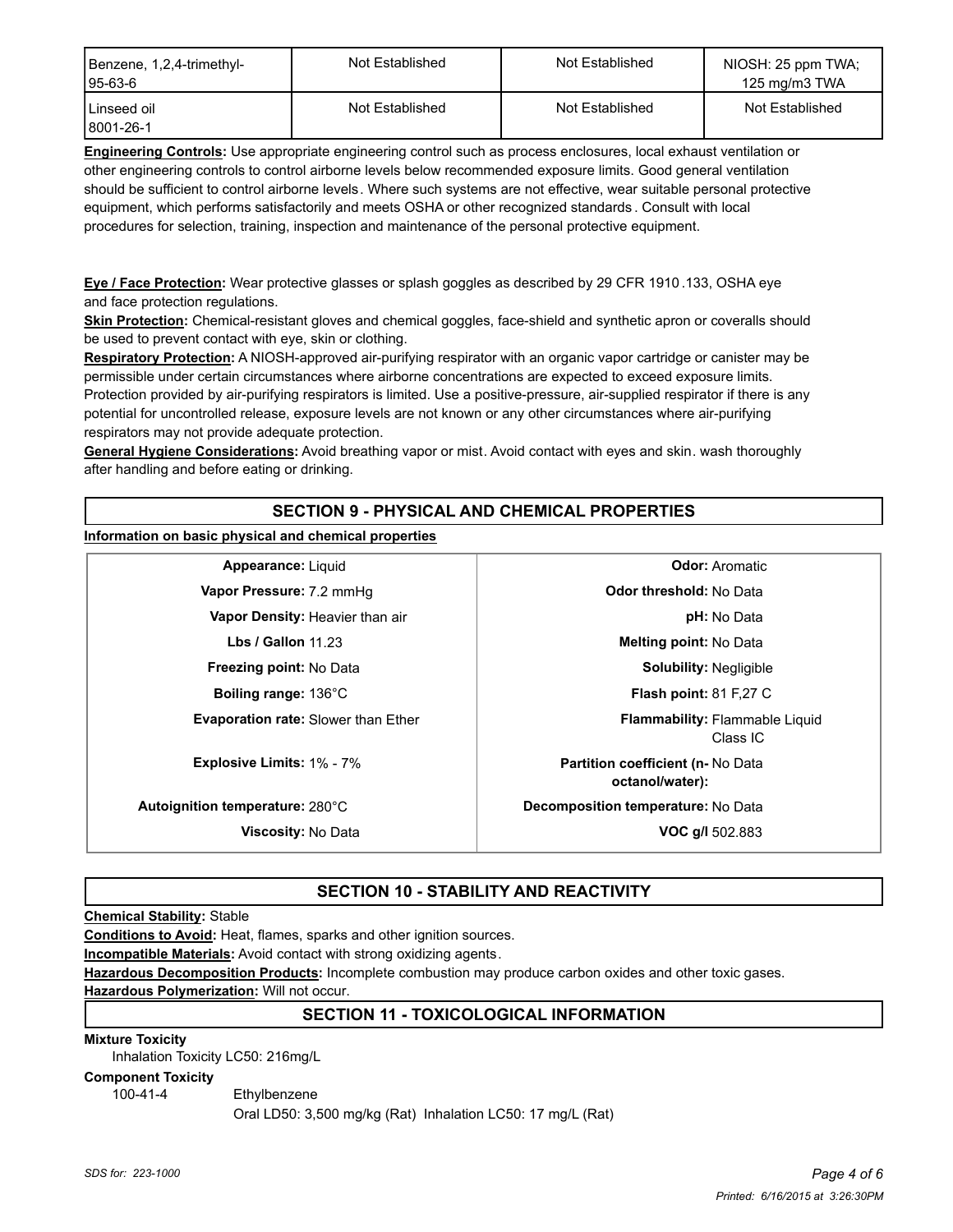| | | | |
|---|---|---|---|
| Benzene, 1,2,4-trimethyl-<br>95-63-6 | Not Established | Not Established | NIOSH: 25 ppm TWA;<br>125 mg/m3 TWA |
| Linseed oil<br>8001-26-1 | Not Established | Not Established | Not Established |

**Engineering Controls:** Use appropriate engineering control such as process enclosures, local exhaust ventilation or other engineering controls to control airborne levels below recommended exposure limits. Good general ventilation should be sufficient to control airborne levels. Where such systems are not effective, wear suitable personal protective equipment, which performs satisfactorily and meets OSHA or other recognized standards. Consult with local procedures for selection, training, inspection and maintenance of the personal protective equipment.

**Eye / Face Protection:** Wear protective glasses or splash goggles as described by 29 CFR 1910.133, OSHA eye and face protection regulations.

**Skin Protection:** Chemical-resistant gloves and chemical goggles, face-shield and synthetic apron or coveralls should be used to prevent contact with eye, skin or clothing.

**Respiratory Protection:** A NIOSH-approved air-purifying respirator with an organic vapor cartridge or canister may be permissible under certain circumstances where airborne concentrations are expected to exceed exposure limits. Protection provided by air-purifying respirators is limited. Use a positive-pressure, air-supplied respirator if there is any potential for uncontrolled release, exposure levels are not known or any other circumstances where air-purifying respirators may not provide adequate protection.

**General Hygiene Considerations:** Avoid breathing vapor or mist. Avoid contact with eyes and skin. wash thoroughly after handling and before eating or drinking.

## SECTION 9 - PHYSICAL AND CHEMICAL PROPERTIES

**Information on basic physical and chemical properties**

| | | | |
|---|---|---|---|
| **Appearance:** | Liquid | **Odor:** | Aromatic |
| **Vapor Pressure:** | 7.2 mmHg | **Odor threshold:** | No Data |
| **Vapor Density:** | Heavier than air | **pH:** | No Data |
| **Lbs / Gallon** | 11.23 | **Melting point:** | No Data |
| **Freezing point:** | No Data | **Solubility:** | Negligible |
| **Boiling range:** | 136°C | **Flash point:** | 81 F,27 C |
| **Evaporation rate:** | Slower than Ether | **Flammability:** | Flammable Liquid Class IC |
| **Explosive Limits:** | 1% - 7% | **Partition coefficient (n-octanol/water):** | No Data |
| **Autoignition temperature:** | 280°C | **Decomposition temperature:** | No Data |
| **Viscosity:** | No Data | **VOC g/l** | 502.883 |

## SECTION 10 - STABILITY AND REACTIVITY

**Chemical Stability:** Stable

**Conditions to Avoid:** Heat, flames, sparks and other ignition sources.

**Incompatible Materials:** Avoid contact with strong oxidizing agents.

**Hazardous Decomposition Products:** Incomplete combustion may produce carbon oxides and other toxic gases.

**Hazardous Polymerization:** Will not occur.

## SECTION 11 - TOXICOLOGICAL INFORMATION

**Mixture Toxicity**

Inhalation Toxicity LC50: 216mg/L

**Component Toxicity**

100-41-4 Ethylbenzene
Oral LD50: 3,500 mg/kg (Rat) Inhalation LC50: 17 mg/L (Rat)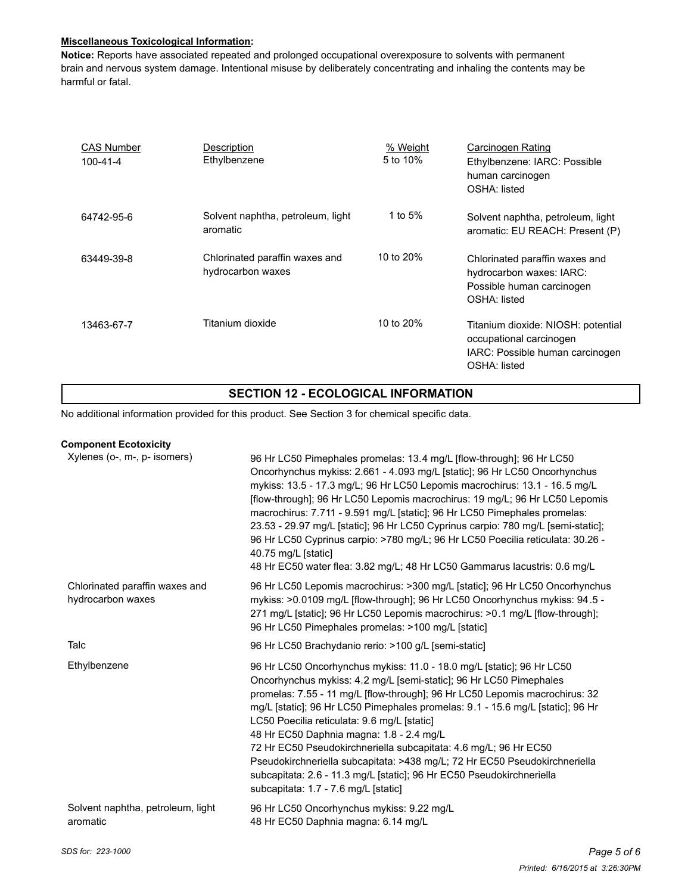**Miscellaneous Toxicological Information:**

**Notice:** Reports have associated repeated and prolonged occupational overexposure to solvents with permanent brain and nervous system damage. Intentional misuse by deliberately concentrating and inhaling the contents may be harmful or fatal.

| CAS Number | Description | % Weight | Carcinogen Rating |
|---|---|---|---|
| 100-41-4 | Ethylbenzene | 5 to 10% | Ethylbenzene: IARC: Possible human carcinogen<br>OSHA: listed |
| 64742-95-6 | Solvent naphtha, petroleum, light aromatic | 1 to 5% | Solvent naphtha, petroleum, light aromatic: EU REACH: Present (P) |
| 63449-39-8 | Chlorinated paraffin waxes and hydrocarbon waxes | 10 to 20% | Chlorinated paraffin waxes and hydrocarbon waxes: IARC: Possible human carcinogen<br>OSHA: listed |
| 13463-67-7 | Titanium dioxide | 10 to 20% | Titanium dioxide: NIOSH: potential occupational carcinogen<br>IARC: Possible human carcinogen<br>OSHA: listed |

## SECTION 12 - ECOLOGICAL INFORMATION

No additional information provided for this product. See Section 3 for chemical specific data.

**Component Ecotoxicity**

| | |
|---|---|
| Xylenes (o-, m-, p- isomers) | 96 Hr LC50 Pimephales promelas: 13.4 mg/L [flow-through]; 96 Hr LC50 Oncorhynchus mykiss: 2.661 - 4.093 mg/L [static]; 96 Hr LC50 Oncorhynchus mykiss: 13.5 - 17.3 mg/L; 96 Hr LC50 Lepomis macrochirus: 13.1 - 16.5 mg/L [flow-through]; 96 Hr LC50 Lepomis macrochirus: 19 mg/L; 96 Hr LC50 Lepomis macrochirus: 7.711 - 9.591 mg/L [static]; 96 Hr LC50 Pimephales promelas: 23.53 - 29.97 mg/L [static]; 96 Hr LC50 Cyprinus carpio: 780 mg/L [semi-static]; 96 Hr LC50 Cyprinus carpio: >780 mg/L; 96 Hr LC50 Poecilia reticulata: 30.26 - 40.75 mg/L [static]<br>48 Hr EC50 water flea: 3.82 mg/L; 48 Hr LC50 Gammarus lacustris: 0.6 mg/L |
| Chlorinated paraffin waxes and hydrocarbon waxes | 96 Hr LC50 Lepomis macrochirus: >300 mg/L [static]; 96 Hr LC50 Oncorhynchus mykiss: >0.0109 mg/L [flow-through]; 96 Hr LC50 Oncorhynchus mykiss: 94.5 - 271 mg/L [static]; 96 Hr LC50 Lepomis macrochirus: >0.1 mg/L [flow-through]; 96 Hr LC50 Pimephales promelas: >100 mg/L [static] |
| Talc | 96 Hr LC50 Brachydanio rerio: >100 g/L [semi-static] |
| Ethylbenzene | 96 Hr LC50 Oncorhynchus mykiss: 11.0 - 18.0 mg/L [static]; 96 Hr LC50 Oncorhynchus mykiss: 4.2 mg/L [semi-static]; 96 Hr LC50 Pimephales promelas: 7.55 - 11 mg/L [flow-through]; 96 Hr LC50 Lepomis macrochirus: 32 mg/L [static]; 96 Hr LC50 Pimephales promelas: 9.1 - 15.6 mg/L [static]; 96 Hr LC50 Poecilia reticulata: 9.6 mg/L [static]<br>48 Hr EC50 Daphnia magna: 1.8 - 2.4 mg/L<br>72 Hr EC50 Pseudokirchneriella subcapitata: 4.6 mg/L; 96 Hr EC50 Pseudokirchneriella subcapitata: >438 mg/L; 72 Hr EC50 Pseudokirchneriella subcapitata: 2.6 - 11.3 mg/L [static]; 96 Hr EC50 Pseudokirchneriella subcapitata: 1.7 - 7.6 mg/L [static] |
| Solvent naphtha, petroleum, light aromatic | 96 Hr LC50 Oncorhynchus mykiss: 9.22 mg/L<br>48 Hr EC50 Daphnia magna: 6.14 mg/L |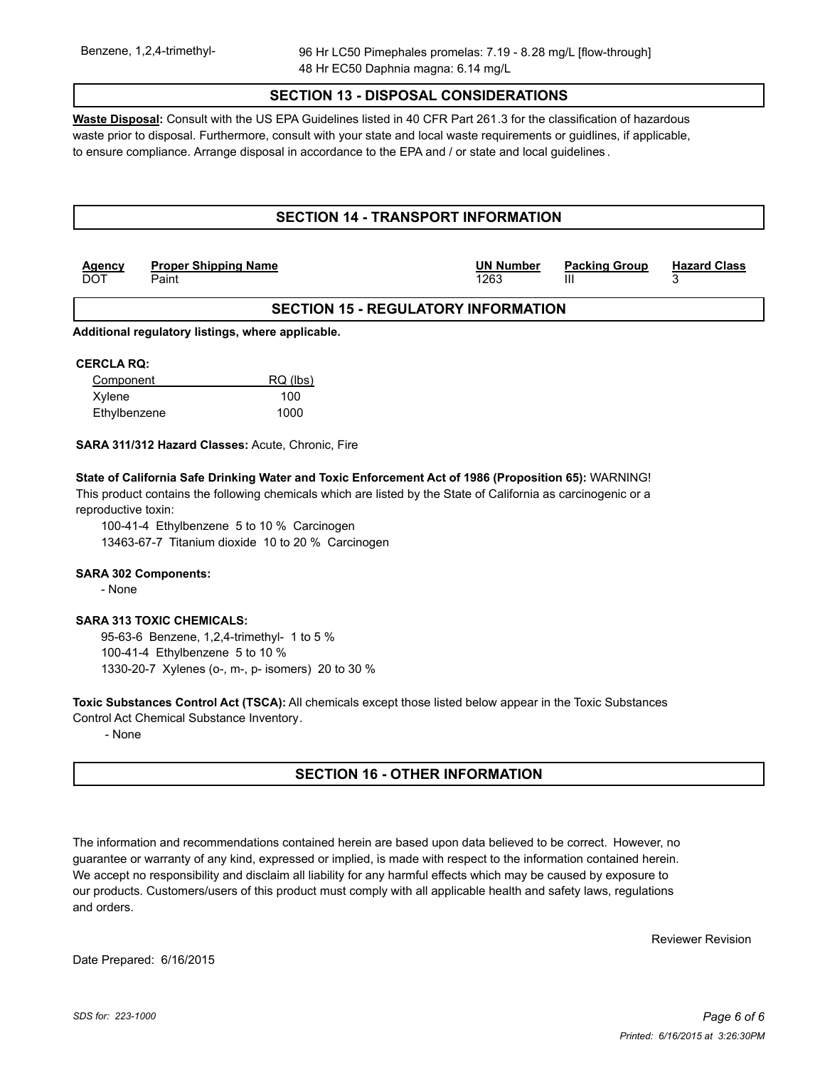| | |
|---|---|
| Benzene, 1,2,4-trimethyl- | 96 Hr LC50 Pimephales promelas: 7.19 - 8.28 mg/L [flow-through]<br>48 Hr EC50 Daphnia magna: 6.14 mg/L |

## SECTION 13 - DISPOSAL CONSIDERATIONS

**Waste Disposal:** Consult with the US EPA Guidelines listed in 40 CFR Part 261.3 for the classification of hazardous waste prior to disposal. Furthermore, consult with your state and local waste requirements or guidlines, if applicable, to ensure compliance. Arrange disposal in accordance to the EPA and / or state and local guidelines.

## SECTION 14 - TRANSPORT INFORMATION

| Agency | Proper Shipping Name | UN Number | Packing Group | Hazard Class |
|---|---|---|---|---|
| DOT | Paint | 1263 | III | 3 |

## SECTION 15 - REGULATORY INFORMATION

**Additional regulatory listings, where applicable.**

**CERCLA RQ:**

| Component | RQ (lbs) |
|---|---|
| Xylene | 100 |
| Ethylbenzene | 1000 |

**SARA 311/312 Hazard Classes:** Acute, Chronic, Fire

**State of California Safe Drinking Water and Toxic Enforcement Act of 1986 (Proposition 65):** WARNING! This product contains the following chemicals which are listed by the State of California as carcinogenic or a reproductive toxin:

100-41-4 Ethylbenzene 5 to 10 % Carcinogen
13463-67-7 Titanium dioxide 10 to 20 % Carcinogen

**SARA 302 Components:**

- None

**SARA 313 TOXIC CHEMICALS:**

95-63-6 Benzene, 1,2,4-trimethyl- 1 to 5 %
100-41-4 Ethylbenzene 5 to 10 %
1330-20-7 Xylenes (o-, m-, p- isomers) 20 to 30 %

**Toxic Substances Control Act (TSCA):** All chemicals except those listed below appear in the Toxic Substances Control Act Chemical Substance Inventory.

- None

## SECTION 16 - OTHER INFORMATION

The information and recommendations contained herein are based upon data believed to be correct. However, no guarantee or warranty of any kind, expressed or implied, is made with respect to the information contained herein. We accept no responsibility and disclaim all liability for any harmful effects which may be caused by exposure to our products. Customers/users of this product must comply with all applicable health and safety laws, regulations and orders.

Reviewer Revision

Date Prepared: 6/16/2015